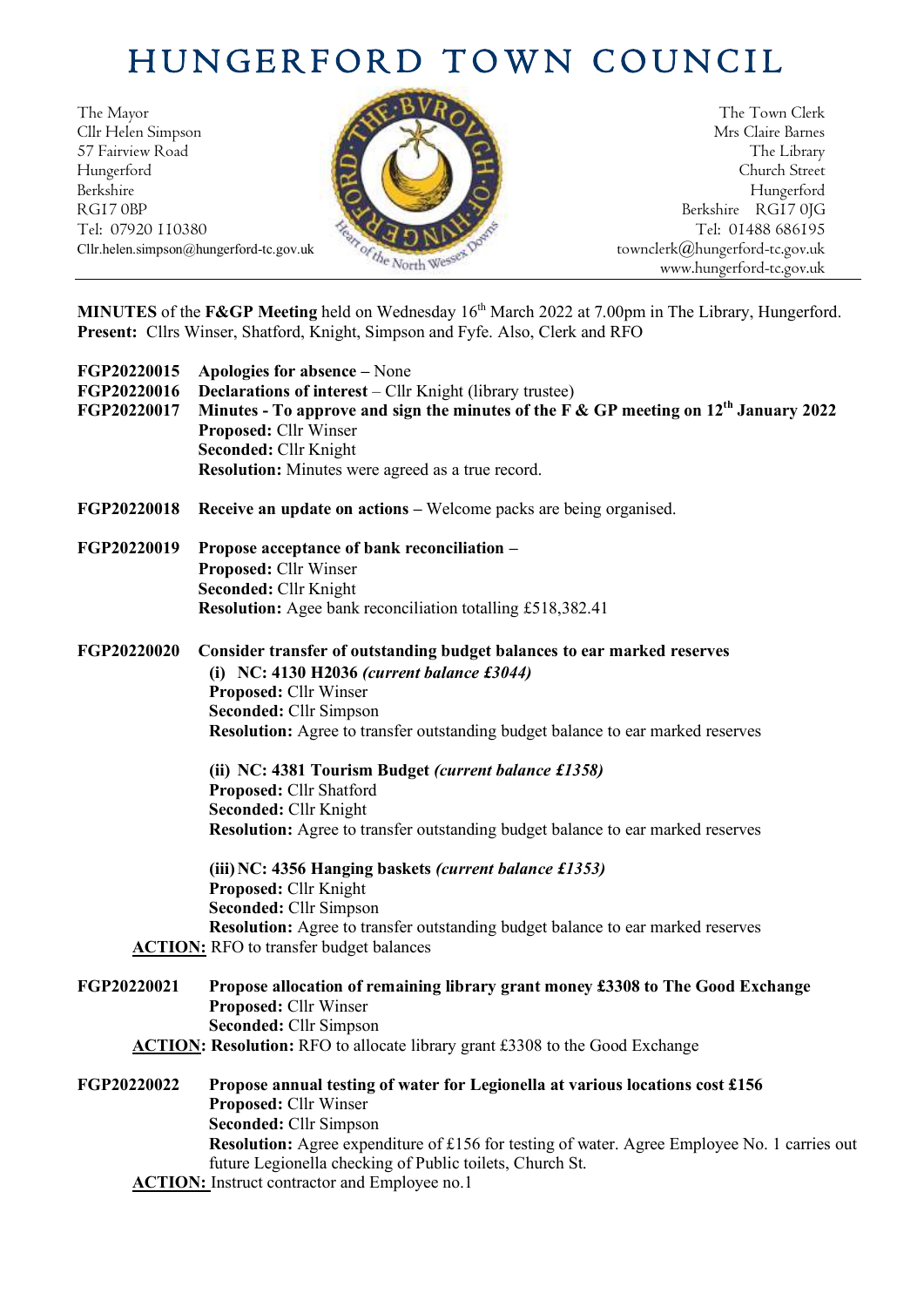# HUNGERFORD TOWN COUNCIL

The Mayor
Cllr Helen Simpson
57 Fairview Road
Hungerford
Berkshire
RG17 0BP
Tel: 07920 110380
Cllr.helen.simpson@hungerford-tc.gov.uk

The Town Clerk
Mrs Claire Barnes
The Library
Church Street
Hungerford
Berkshire RG17 0JG
Tel: 01488 686195
townclerk@hungerford-tc.gov.uk
www.hungerford-tc.gov.uk

**MINUTES** of the **F&GP Meeting** held on Wednesday 16th March 2022 at 7.00pm in The Library, Hungerford.
**Present:** Cllrs Winser, Shatford, Knight, Simpson and Fyfe. Also, Clerk and RFO

**FGP20220015** **Apologies for absence** – None

**FGP20220016** **Declarations of interest** – Cllr Knight (library trustee)

**FGP20220017** **Minutes - To approve and sign the minutes of the F & GP meeting on 12th January 2022**
**Proposed:** Cllr Winser
**Seconded:** Cllr Knight
**Resolution:** Minutes were agreed as a true record.

**FGP20220018** **Receive an update on actions** – Welcome packs are being organised.

**FGP20220019** **Propose acceptance of bank reconciliation** –
**Proposed:** Cllr Winser
**Seconded:** Cllr Knight
**Resolution:** Agee bank reconciliation totalling £518,382.41

**FGP20220020** **Consider transfer of outstanding budget balances to ear marked reserves**

**(i) NC: 4130 H2036** ***(current balance £3044)***
**Proposed:** Cllr Winser
**Seconded:** Cllr Simpson
**Resolution:** Agree to transfer outstanding budget balance to ear marked reserves

**(ii) NC: 4381 Tourism Budget** ***(current balance £1358)***
**Proposed:** Cllr Shatford
**Seconded:** Cllr Knight
**Resolution:** Agree to transfer outstanding budget balance to ear marked reserves

**(iii) NC: 4356 Hanging baskets** ***(current balance £1353)***
**Proposed:** Cllr Knight
**Seconded:** Cllr Simpson
**Resolution:** Agree to transfer outstanding budget balance to ear marked reserves

**ACTION:** RFO to transfer budget balances

**FGP20220021** **Propose allocation of remaining library grant money £3308 to The Good Exchange**
**Proposed:** Cllr Winser
**Seconded:** Cllr Simpson
**ACTION: Resolution:** RFO to allocate library grant £3308 to the Good Exchange

**FGP20220022** **Propose annual testing of water for Legionella at various locations cost £156**
**Proposed:** Cllr Winser
**Seconded:** Cllr Simpson
**Resolution:** Agree expenditure of £156 for testing of water. Agree Employee No. 1 carries out future Legionella checking of Public toilets, Church St.
**ACTION:** Instruct contractor and Employee no.1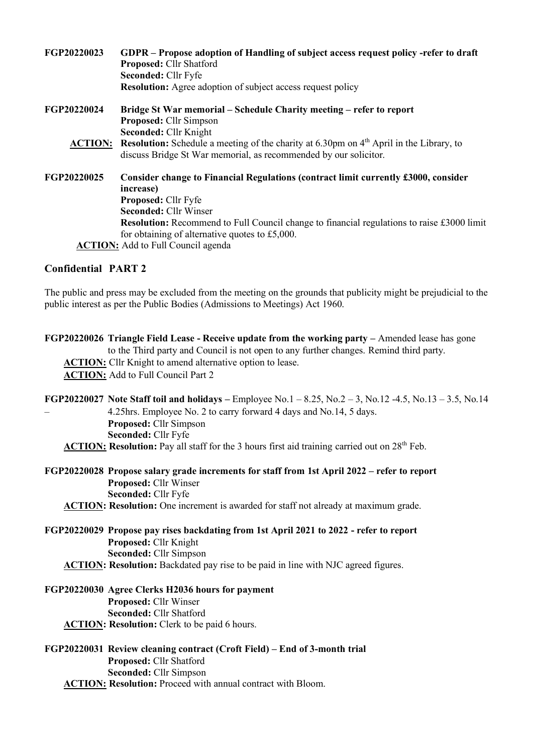**FGP20220023** **GDPR – Propose adoption of Handling of subject access request policy -refer to draft**
**Proposed:** Cllr Shatford
**Seconded:** Cllr Fyfe
**Resolution:** Agree adoption of subject access request policy

**FGP20220024** **Bridge St War memorial – Schedule Charity meeting – refer to report**
**Proposed:** Cllr Simpson
**Seconded:** Cllr Knight
**ACTION:** **Resolution:** Schedule a meeting of the charity at 6.30pm on 4th April in the Library, to discuss Bridge St War memorial, as recommended by our solicitor.

**FGP20220025** **Consider change to Financial Regulations (contract limit currently £3000, consider increase)**
**Proposed:** Cllr Fyfe
**Seconded:** Cllr Winser
**Resolution:** Recommend to Full Council change to financial regulations to raise £3000 limit for obtaining of alternative quotes to £5,000.
**ACTION:** Add to Full Council agenda

## Confidential PART 2

The public and press may be excluded from the meeting on the grounds that publicity might be prejudicial to the public interest as per the Public Bodies (Admissions to Meetings) Act 1960.

**FGP20220026** **Triangle Field Lease - Receive update from the working party –** Amended lease has gone to the Third party and Council is not open to any further changes. Remind third party.
**ACTION:** Cllr Knight to amend alternative option to lease.
**ACTION:** Add to Full Council Part 2

**FGP20220027** **Note Staff toil and holidays –** Employee No.1 – 8.25, No.2 – 3, No.12 -4.5, No.13 – 3.5, No.14 – 4.25hrs. Employee No. 2 to carry forward 4 days and No.14, 5 days.
**Proposed:** Cllr Simpson
**Seconded:** Cllr Fyfe
**ACTION:** **Resolution:** Pay all staff for the 3 hours first aid training carried out on 28th Feb.

**FGP20220028** **Propose salary grade increments for staff from 1st April 2022 – refer to report**
**Proposed:** Cllr Winser
**Seconded:** Cllr Fyfe
**ACTION:** **Resolution:** One increment is awarded for staff not already at maximum grade.

**FGP20220029** **Propose pay rises backdating from 1st April 2021 to 2022 - refer to report**
**Proposed:** Cllr Knight
**Seconded:** Cllr Simpson
**ACTION:** **Resolution:** Backdated pay rise to be paid in line with NJC agreed figures.

**FGP20220030** **Agree Clerks H2036 hours for payment**
**Proposed:** Cllr Winser
**Seconded:** Cllr Shatford
**ACTION:** **Resolution:** Clerk to be paid 6 hours.

**FGP20220031** **Review cleaning contract (Croft Field) – End of 3-month trial**
**Proposed:** Cllr Shatford
**Seconded:** Cllr Simpson
**ACTION:** **Resolution:** Proceed with annual contract with Bloom.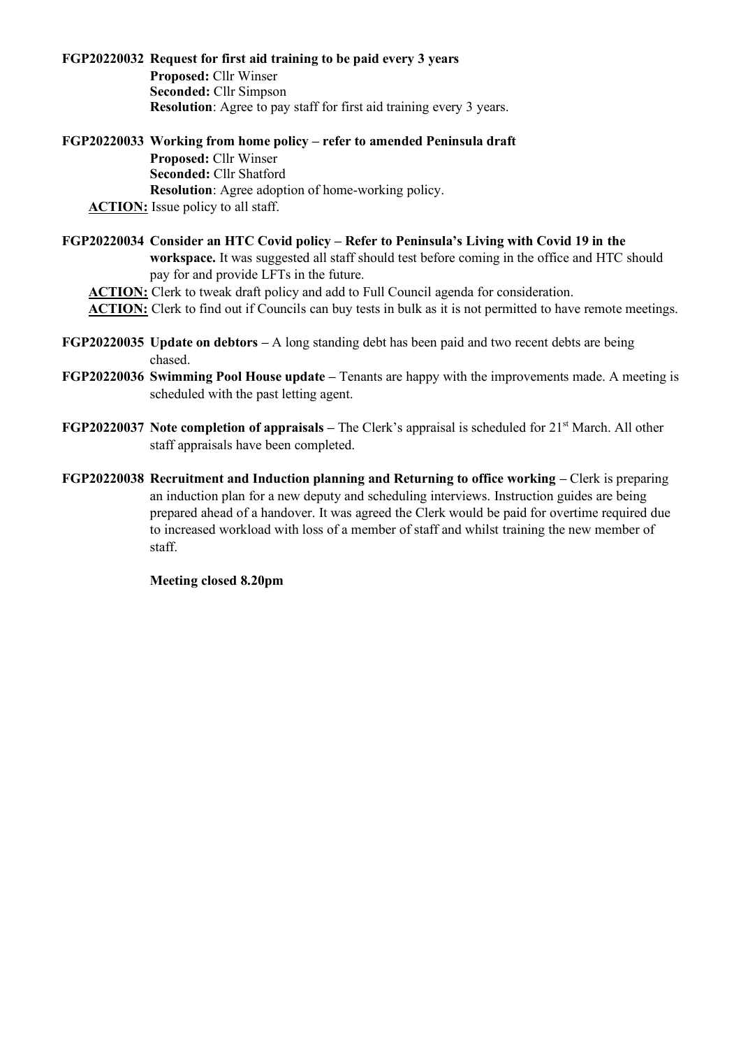**FGP20220032 Request for first aid training to be paid every 3 years**

**Proposed:** Cllr Winser
**Seconded:** Cllr Simpson
**Resolution**: Agree to pay staff for first aid training every 3 years.

**FGP20220033 Working from home policy – refer to amended Peninsula draft**

**Proposed:** Cllr Winser
**Seconded:** Cllr Shatford
**Resolution**: Agree adoption of home-working policy.

**ACTION:** Issue policy to all staff.

**FGP20220034 Consider an HTC Covid policy – Refer to Peninsula's Living with Covid 19 in the workspace.** It was suggested all staff should test before coming in the office and HTC should pay for and provide LFTs in the future.

**ACTION:** Clerk to tweak draft policy and add to Full Council agenda for consideration.

**ACTION:** Clerk to find out if Councils can buy tests in bulk as it is not permitted to have remote meetings.

**FGP20220035 Update on debtors –** A long standing debt has been paid and two recent debts are being chased.

**FGP20220036 Swimming Pool House update –** Tenants are happy with the improvements made. A meeting is scheduled with the past letting agent.

**FGP20220037 Note completion of appraisals –** The Clerk's appraisal is scheduled for 21st March. All other staff appraisals have been completed.

**FGP20220038 Recruitment and Induction planning and Returning to office working –** Clerk is preparing an induction plan for a new deputy and scheduling interviews. Instruction guides are being prepared ahead of a handover. It was agreed the Clerk would be paid for overtime required due to increased workload with loss of a member of staff and whilst training the new member of staff.

**Meeting closed 8.20pm**